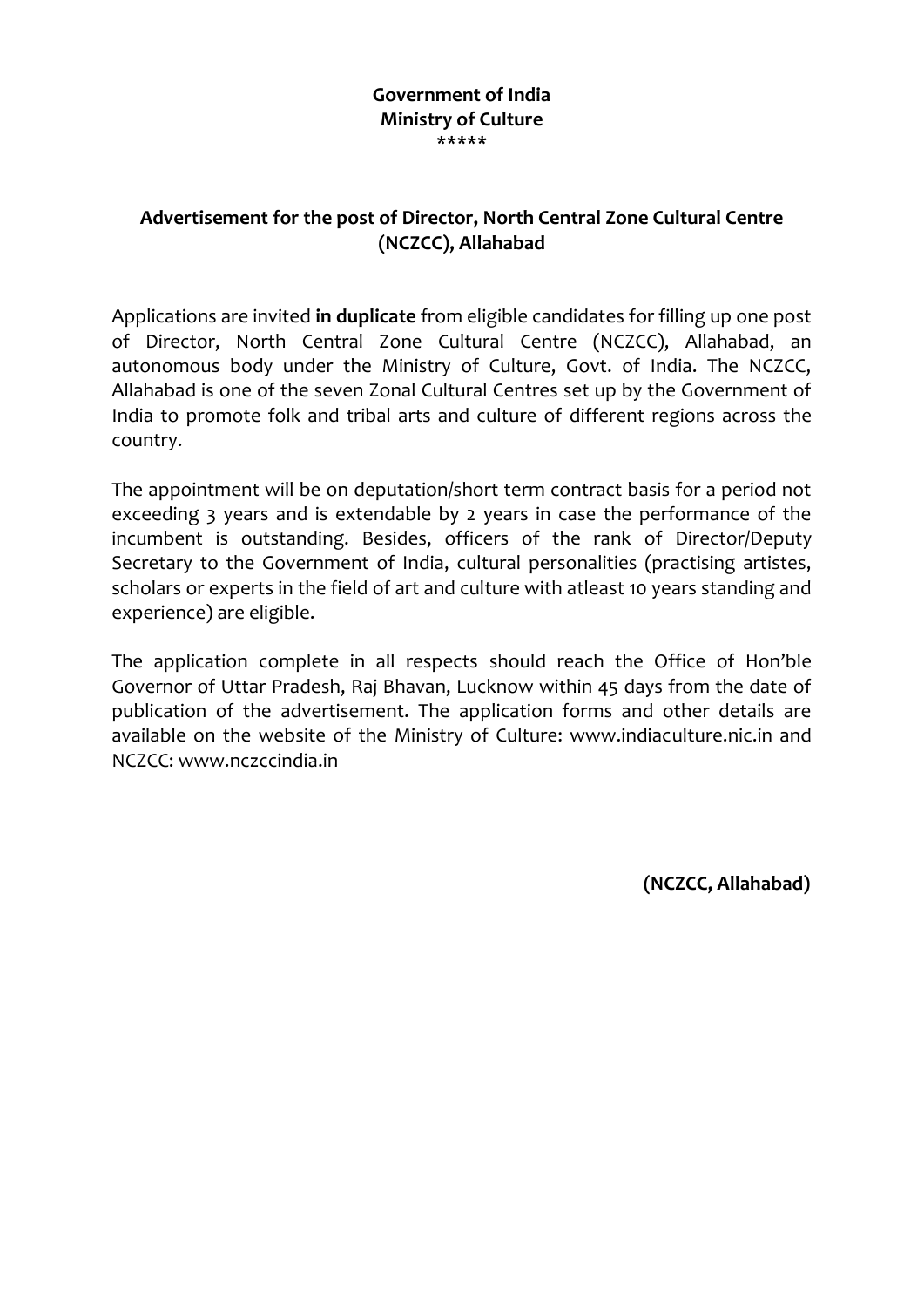**Government of India**
**Ministry of Culture**
*****

## Advertisement for the post of Director, North Central Zone Cultural Centre (NCZCC), Allahabad

Applications are invited **in duplicate** from eligible candidates for filling up one post of Director, North Central Zone Cultural Centre (NCZCC), Allahabad, an autonomous body under the Ministry of Culture, Govt. of India. The NCZCC, Allahabad is one of the seven Zonal Cultural Centres set up by the Government of India to promote folk and tribal arts and culture of different regions across the country.

The appointment will be on deputation/short term contract basis for a period not exceeding 3 years and is extendable by 2 years in case the performance of the incumbent is outstanding. Besides, officers of the rank of Director/Deputy Secretary to the Government of India, cultural personalities (practising artistes, scholars or experts in the field of art and culture with atleast 10 years standing and experience) are eligible.

The application complete in all respects should reach the Office of Hon'ble Governor of Uttar Pradesh, Raj Bhavan, Lucknow within 45 days from the date of publication of the advertisement. The application forms and other details are available on the website of the Ministry of Culture: www.indiaculture.nic.in and NCZCC: www.nczccindia.in

**(NCZCC, Allahabad)**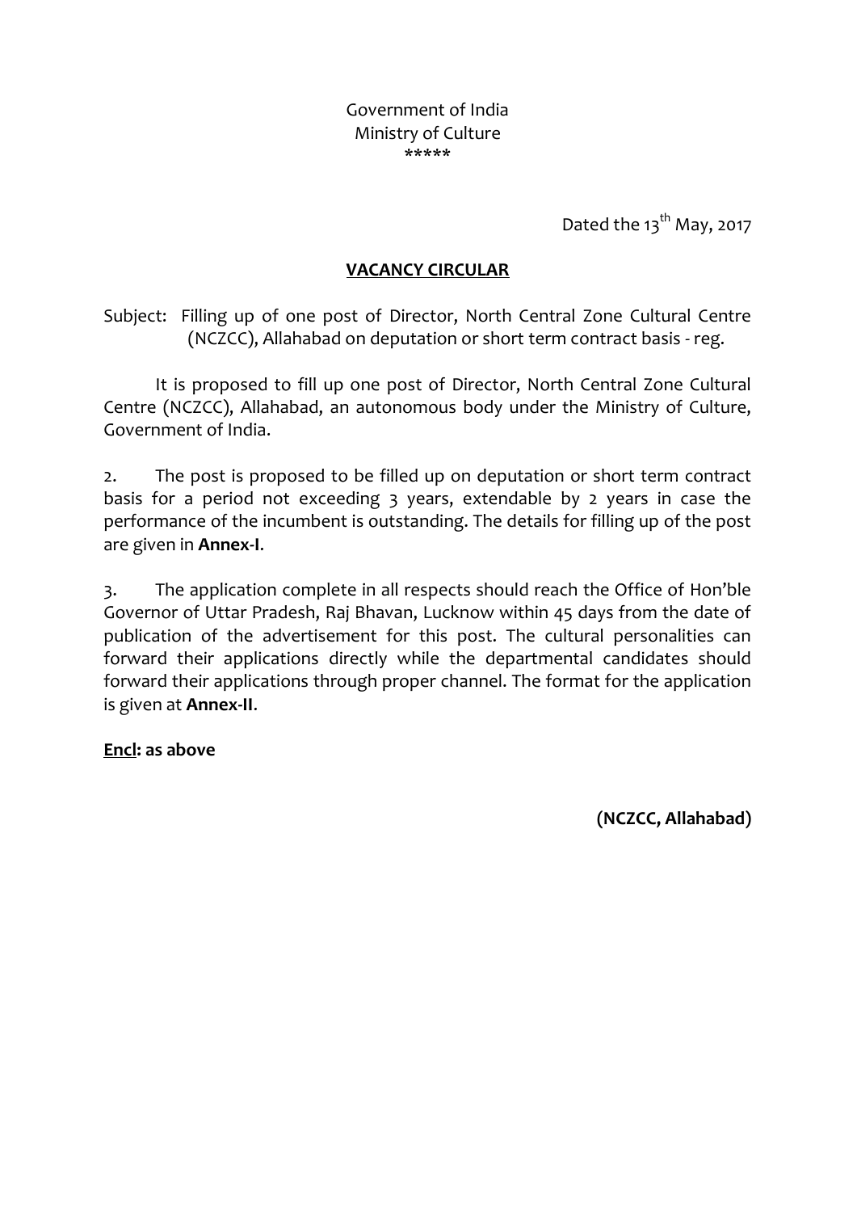Government of India
Ministry of Culture
\*\*\*\*\*

Dated the 13th May, 2017

## VACANCY CIRCULAR

Subject: Filling up of one post of Director, North Central Zone Cultural Centre (NCZCC), Allahabad on deputation or short term contract basis - reg.

It is proposed to fill up one post of Director, North Central Zone Cultural Centre (NCZCC), Allahabad, an autonomous body under the Ministry of Culture, Government of India.

2. The post is proposed to be filled up on deputation or short term contract basis for a period not exceeding 3 years, extendable by 2 years in case the performance of the incumbent is outstanding. The details for filling up of the post are given in **Annex-I**.

3. The application complete in all respects should reach the Office of Hon'ble Governor of Uttar Pradesh, Raj Bhavan, Lucknow within 45 days from the date of publication of the advertisement for this post. The cultural personalities can forward their applications directly while the departmental candidates should forward their applications through proper channel. The format for the application is given at **Annex-II**.

**Encl: as above**

**(NCZCC, Allahabad)**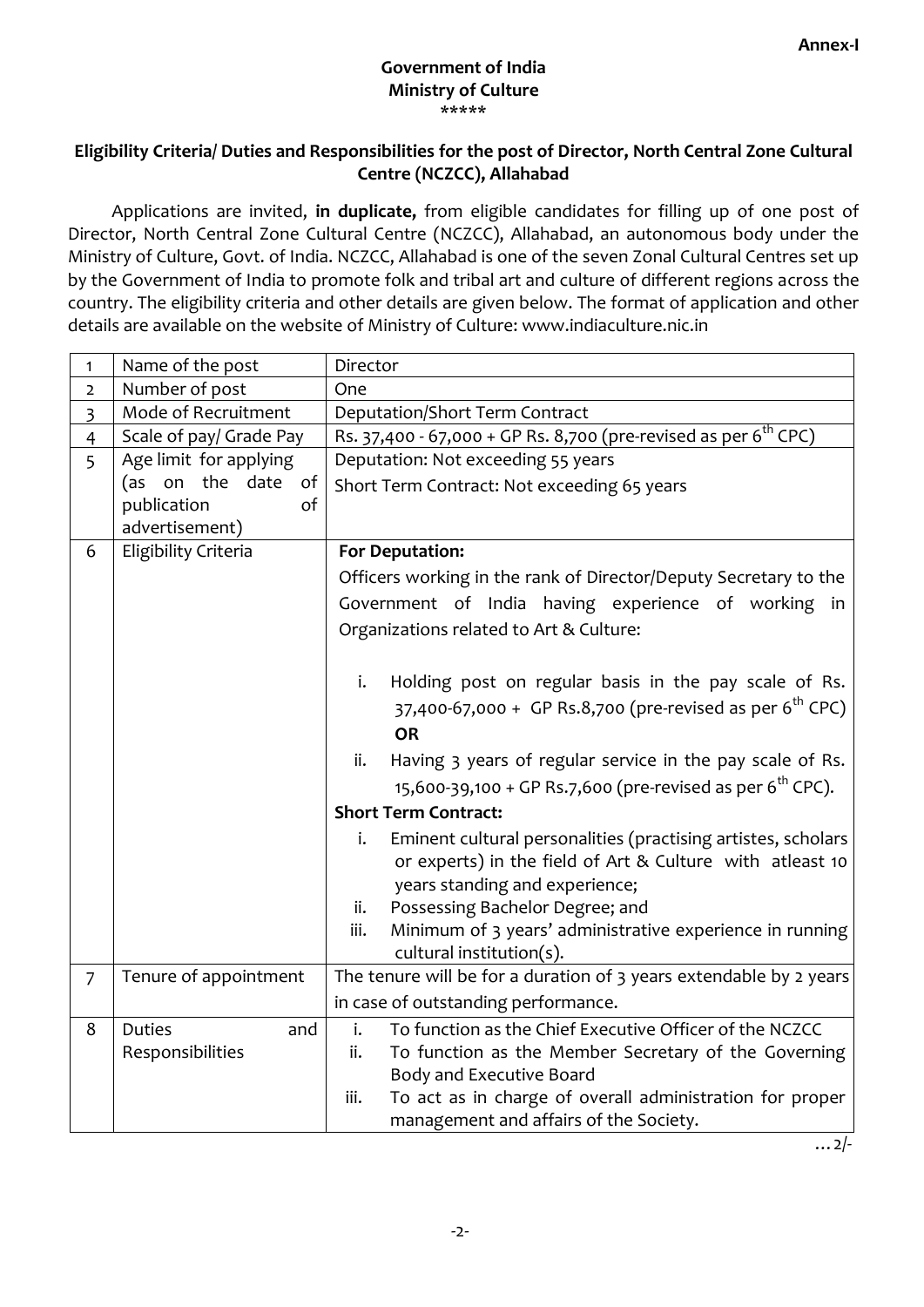**Annex-I**

**Government of India**
**Ministry of Culture**
\*\*\*\*\*

**Eligibility Criteria/ Duties and Responsibilities for the post of Director, North Central Zone Cultural Centre (NCZCC), Allahabad**

Applications are invited, **in duplicate,** from eligible candidates for filling up of one post of Director, North Central Zone Cultural Centre (NCZCC), Allahabad, an autonomous body under the Ministry of Culture, Govt. of India. NCZCC, Allahabad is one of the seven Zonal Cultural Centres set up by the Government of India to promote folk and tribal art and culture of different regions across the country. The eligibility criteria and other details are given below. The format of application and other details are available on the website of Ministry of Culture: www.indiaculture.nic.in

| | | |
|---|---|---|
| 1 | Name of the post | Director |
| 2 | Number of post | One |
| 3 | Mode of Recruitment | Deputation/Short Term Contract |
| 4 | Scale of pay/ Grade Pay | Rs. 37,400 - 67,000 + GP Rs. 8,700 (pre-revised as per 6th CPC) |
| 5 | Age limit for applying (as on the date of publication of advertisement) | Deputation: Not exceeding 55 years<br>Short Term Contract: Not exceeding 65 years |
| 6 | Eligibility Criteria | **For Deputation:**<br>Officers working in the rank of Director/Deputy Secretary to the Government of India having experience of working in Organizations related to Art & Culture:<br>i. Holding post on regular basis in the pay scale of Rs. 37,400-67,000 + GP Rs.8,700 (pre-revised as per 6th CPC) **OR**<br>ii. Having 3 years of regular service in the pay scale of Rs. 15,600-39,100 + GP Rs.7,600 (pre-revised as per 6th CPC).<br>**Short Term Contract:**<br>i. Eminent cultural personalities (practising artistes, scholars or experts) in the field of Art & Culture with atleast 10 years standing and experience;<br>ii. Possessing Bachelor Degree; and<br>iii. Minimum of 3 years' administrative experience in running cultural institution(s). |
| 7 | Tenure of appointment | The tenure will be for a duration of 3 years extendable by 2 years in case of outstanding performance. |
| 8 | Duties and Responsibilities | i. To function as the Chief Executive Officer of the NCZCC<br>ii. To function as the Member Secretary of the Governing Body and Executive Board<br>iii. To act as in charge of overall administration for proper management and affairs of the Society. |

…2/-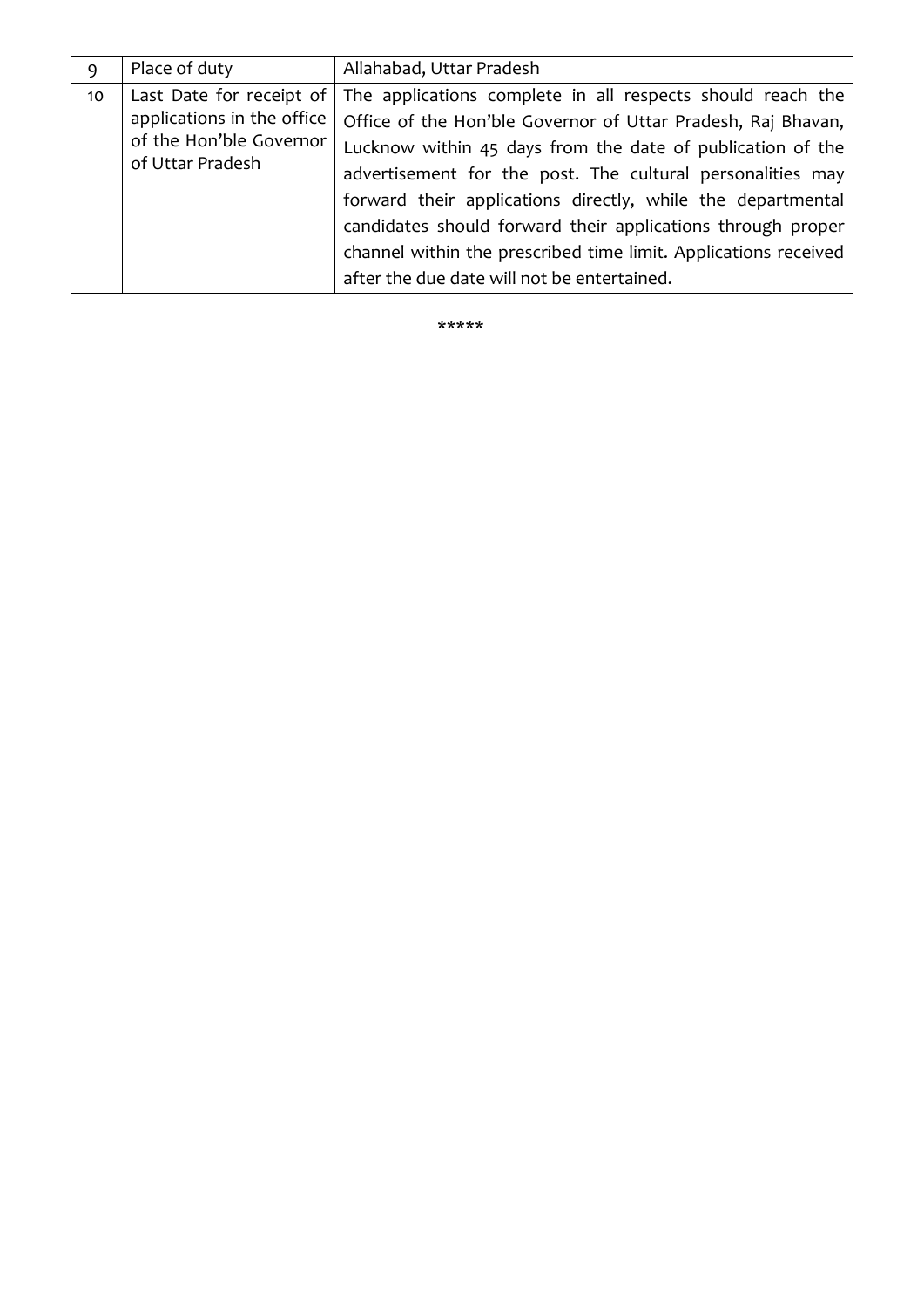| 9 | Place of duty | Allahabad, Uttar Pradesh |
|---|---|---|
| 10 | Last Date for receipt of applications in the office of the Hon'ble Governor of Uttar Pradesh | The applications complete in all respects should reach the Office of the Hon'ble Governor of Uttar Pradesh, Raj Bhavan, Lucknow within 45 days from the date of publication of the advertisement for the post. The cultural personalities may forward their applications directly, while the departmental candidates should forward their applications through proper channel within the prescribed time limit. Applications received after the due date will not be entertained. |

*****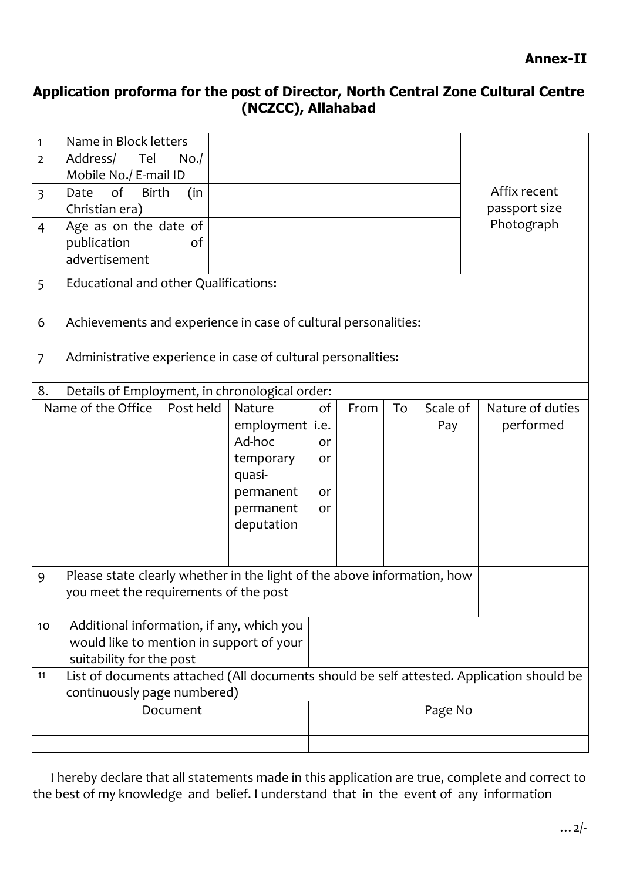**Annex-II**

## Application proforma for the post of Director, North Central Zone Cultural Centre (NCZCC), Allahabad

| | | | |
|---|---|---|---|
| 1 | Name in Block letters | | Affix recent passport size Photograph |
| 2 | Address/ Tel No./ Mobile No./ E-mail ID | | |
| 3 | Date of Birth (in Christian era) | | |
| 4 | Age as on the date of publication of advertisement | | |
| 5 | Educational and other Qualifications: | | |
| | | | |
| 6 | Achievements and experience in case of cultural personalities: | | |
| | | | |
| 7 | Administrative experience in case of cultural personalities: | | |
| | | | |
| 8. | Details of Employment, in chronological order: | | |

| Name of the Office | Post held | Nature of employment i.e. Ad-hoc or temporary or quasi-permanent or permanent or deputation | From | To | Scale of Pay | Nature of duties performed |
|---|---|---|---|---|---|---|
| | | | | | | |

| | | |
|---|---|---|
| 9 | Please state clearly whether in the light of the above information, how you meet the requirements of the post | |
| 10 | Additional information, if any, which you would like to mention in support of your suitability for the post | |
| 11 | List of documents attached (All documents should be self attested. Application should be continuously page numbered) | |

| Document | Page No |
|---|---|
| | |
| | |

I hereby declare that all statements made in this application are true, complete and correct to the best of my knowledge and belief. I understand that in the event of any information

...2/-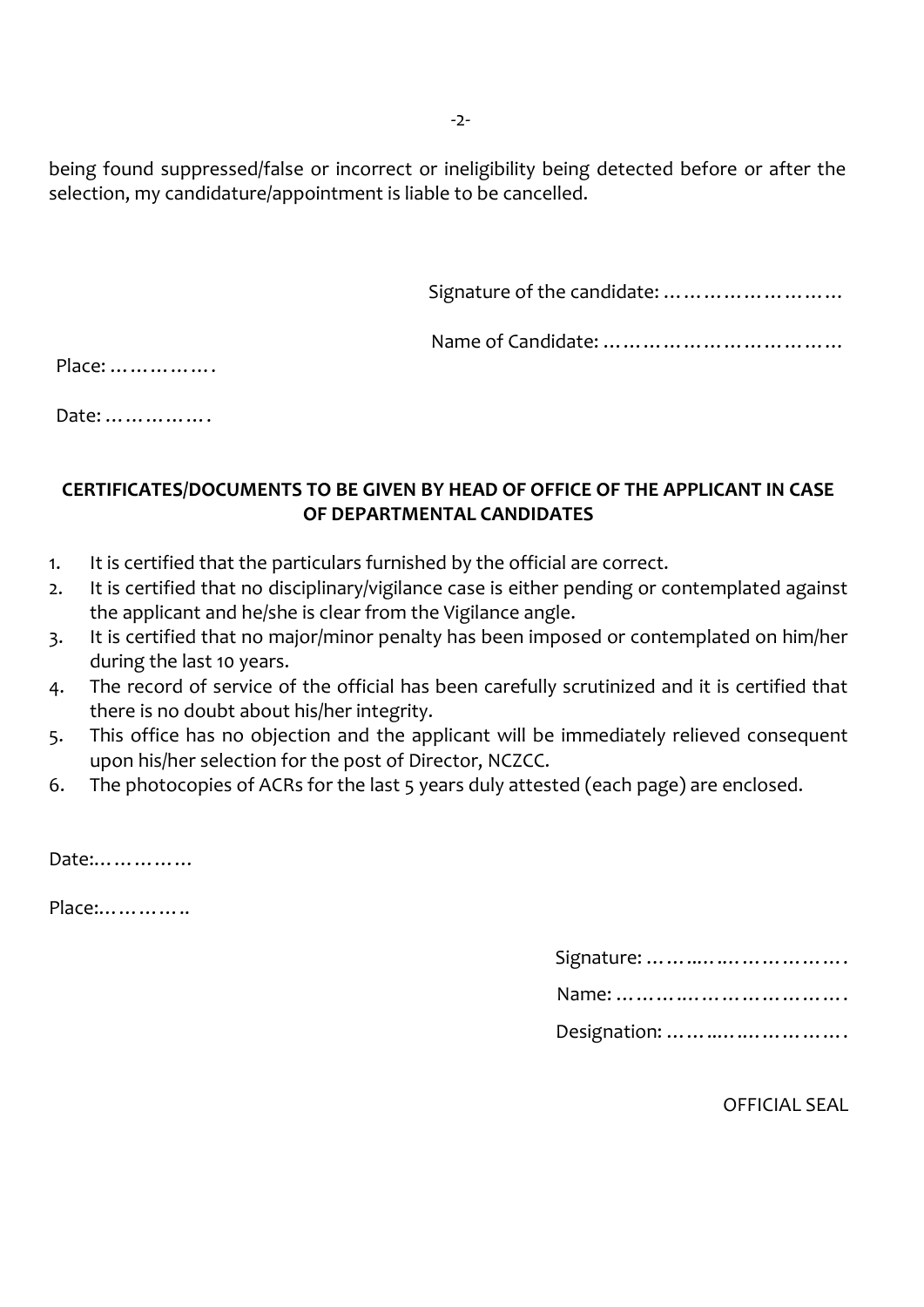being found suppressed/false or incorrect or ineligibility being detected before or after the selection, my candidature/appointment is liable to be cancelled.

Signature of the candidate: ……………………

Name of Candidate: ………………………………

Place: …………….

Date: …………….

**CERTIFICATES/DOCUMENTS TO BE GIVEN BY HEAD OF OFFICE OF THE APPLICANT IN CASE OF DEPARTMENTAL CANDIDATES**

1. It is certified that the particulars furnished by the official are correct.
2. It is certified that no disciplinary/vigilance case is either pending or contemplated against the applicant and he/she is clear from the Vigilance angle.
3. It is certified that no major/minor penalty has been imposed or contemplated on him/her during the last 10 years.
4. The record of service of the official has been carefully scrutinized and it is certified that there is no doubt about his/her integrity.
5. This office has no objection and the applicant will be immediately relieved consequent upon his/her selection for the post of Director, NCZCC.
6. The photocopies of ACRs for the last 5 years duly attested (each page) are enclosed.

Date:……………

Place:…………..

Signature: ……….….……………….

Name: ……….……………………….

Designation: ……….….…………….

OFFICIAL SEAL